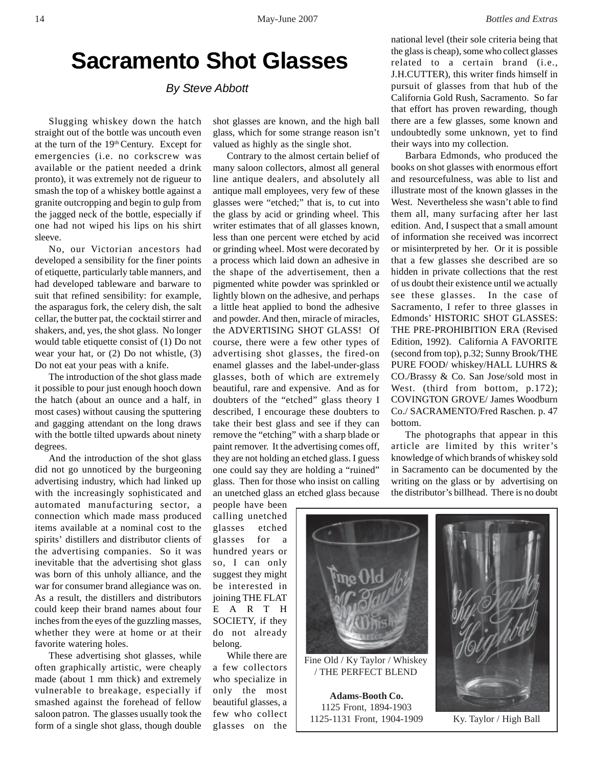# Sacramento Shot Glasses

*By Steve Abbott*

Slugging whiskey down the hatch straight out of the bottle was uncouth even at the turn of the 19th Century. Except for emergencies (i.e. no corkscrew was available or the patient needed a drink pronto), it was extremely not de rigueur to smash the top of a whiskey bottle against a granite outcropping and begin to gulp from the jagged neck of the bottle, especially if one had not wiped his lips on his shirt sleeve.

No, our Victorian ancestors had developed a sensibility for the finer points of etiquette, particularly table manners, and had developed tableware and barware to suit that refined sensibility: for example, the asparagus fork, the celery dish, the salt cellar, the butter pat, the cocktail stirrer and shakers, and, yes, the shot glass. No longer would table etiquette consist of (1) Do not wear your hat, or (2) Do not whistle, (3) Do not eat your peas with a knife.

The introduction of the shot glass made it possible to pour just enough hooch down the hatch (about an ounce and a half, in most cases) without causing the sputtering and gagging attendant on the long draws with the bottle tilted upwards about ninety degrees.

And the introduction of the shot glass did not go unnoticed by the burgeoning advertising industry, which had linked up with the increasingly sophisticated and automated manufacturing sector, a connection which made mass produced items available at a nominal cost to the spirits' distillers and distributor clients of the advertising companies. So it was inevitable that the advertising shot glass was born of this unholy alliance, and the war for consumer brand allegiance was on. As a result, the distillers and distributors could keep their brand names about four inches from the eyes of the guzzling masses, whether they were at home or at their favorite watering holes.

These advertising shot glasses, while often graphically artistic, were cheaply made (about 1 mm thick) and extremely vulnerable to breakage, especially if smashed against the forehead of fellow saloon patron. The glasses usually took the form of a single shot glass, though double shot glasses are known, and the high ball glass, which for some strange reason isn't valued as highly as the single shot.

Contrary to the almost certain belief of many saloon collectors, almost all general line antique dealers, and absolutely all antique mall employees, very few of these glasses were "etched;" that is, to cut into the glass by acid or grinding wheel. This writer estimates that of all glasses known, less than one percent were etched by acid or grinding wheel. Most were decorated by a process which laid down an adhesive in the shape of the advertisement, then a pigmented white powder was sprinkled or lightly blown on the adhesive, and perhaps a little heat applied to bond the adhesive and powder. And then, miracle of miracles, the ADVERTISING SHOT GLASS! Of course, there were a few other types of advertising shot glasses, the fired-on enamel glasses and the label-under-glass glasses, both of which are extremely beautiful, rare and expensive. And as for doubters of the "etched" glass theory I described, I encourage these doubters to take their best glass and see if they can remove the "etching" with a sharp blade or paint remover. If the advertising comes off, they are not holding an etched glass. I guess one could say they are holding a "ruined" glass. Then for those who insist on calling an unetched glass an etched glass because people have been calling unetched glasses etched glasses for a hundred years or so, I can only suggest they might be interested in joining THE FLAT EARTH SOCIETY, if they do not already belong.

While there are a few collectors who specialize in only the most beautiful glasses, a few who collect glasses on the national level (their sole criteria being that the glass is cheap), some who collect glasses related to a certain brand (i.e., J.H.CUTTER), this writer finds himself in pursuit of glasses from that hub of the California Gold Rush, Sacramento. So far that effort has proven rewarding, though there are a few glasses, some known and undoubtedly some unknown, yet to find their ways into my collection.

Barbara Edmonds, who produced the books on shot glasses with enormous effort and resourcefulness, was able to list and illustrate most of the known glasses in the West. Nevertheless she wasn't able to find them all, many surfacing after her last edition. And, I suspect that a small amount of information she received was incorrect or misinterpreted by her. Or it is possible that a few glasses she described are so hidden in private collections that the rest of us doubt their existence until we actually see these glasses. In the case of Sacramento, I refer to three glasses in Edmonds' HISTORIC SHOT GLASSES: THE PRE-PROHIBITION ERA (Revised Edition, 1992). California A FAVORITE (second from top), p.32; Sunny Brook/THE PURE FOOD/ whiskey/HALL LUHRS & CO./Brassy & Co. San Jose/sold most in West. (third from bottom, p.172); COVINGTON GROVE/ James Woodburn Co./ SACRAMENTO/Fred Raschen. p. 47 bottom.

The photographs that appear in this article are limited by this writer's knowledge of which brands of whiskey sold in Sacramento can be documented by the writing on the glass or by advertising on the distributor's billhead. There is no doubt

Fine Old / Ky Taylor / Whiskey / THE PERFECT BLEND

**Adams-Booth Co.**
1125 Front, 1894-1903
1125-1131 Front, 1904-1909

Ky. Taylor / High Ball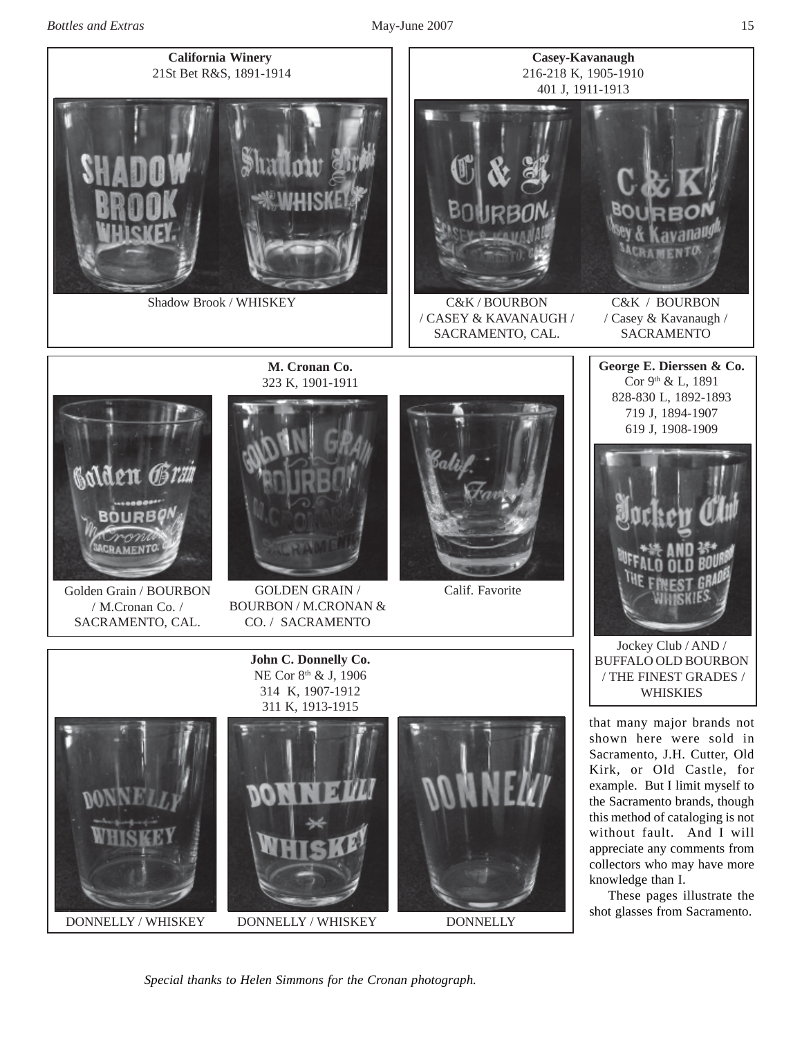**California Winery**
21St Bet R&S, 1891-1914

Shadow Brook / WHISKEY

**Casey-Kavanaugh**
216-218 K, 1905-1910
401 J, 1911-1913

C&K / BOURBON / CASEY & KAVANAUGH / SACRAMENTO, CAL.

C&K / BOURBON / Casey & Kavanaugh / SACRAMENTO

**M. Cronan Co.**
323 K, 1901-1911

Golden Grain / BOURBON / M.Cronan Co. / SACRAMENTO, CAL.

GOLDEN GRAIN / BOURBON / M.CRONAN & CO. / SACRAMENTO

Calif. Favorite

**George E. Dierssen & Co.**
Cor 9th & L, 1891
828-830 L, 1892-1893
719 J, 1894-1907
619 J, 1908-1909

Jockey Club / AND / BUFFALO OLD BOURBON / THE FINEST GRADES / WHISKIES

**John C. Donnelly Co.**
NE Cor 8th & J, 1906
314 K, 1907-1912
311 K, 1913-1915

DONNELLY / WHISKEY

DONNELLY / WHISKEY

DONNELLY

that many major brands not shown here were sold in Sacramento, J.H. Cutter, Old Kirk, or Old Castle, for example. But I limit myself to the Sacramento brands, though this method of cataloging is not without fault. And I will appreciate any comments from collectors who may have more knowledge than I.

These pages illustrate the shot glasses from Sacramento.

*Special thanks to Helen Simmons for the Cronan photograph.*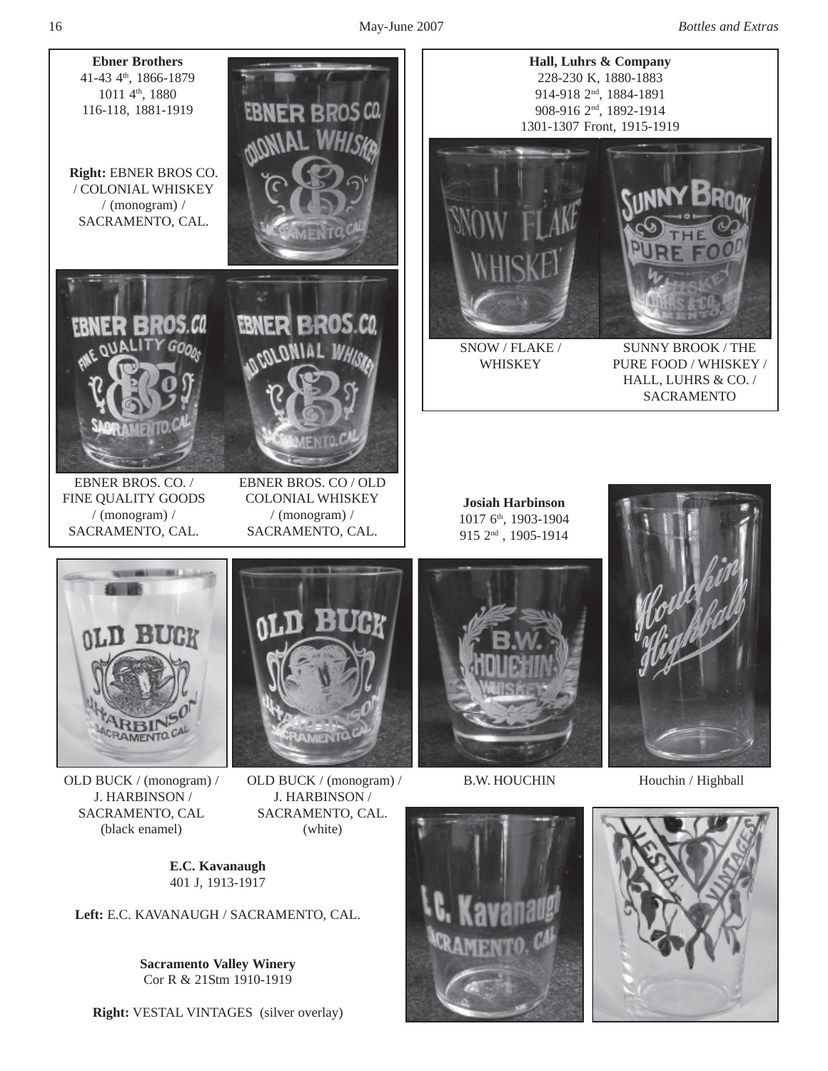**Ebner Brothers**
41-43 4th, 1866-1879
1011 4th, 1880
116-118, 1881-1919

**Right:** EBNER BROS CO. / COLONIAL WHISKEY / (monogram) / SACRAMENTO, CAL.

EBNER BROS. CO. / FINE QUALITY GOODS / (monogram) / SACRAMENTO, CAL.

EBNER BROS. CO / OLD COLONIAL WHISKEY / (monogram) / SACRAMENTO, CAL.

**Hall, Luhrs & Company**
228-230 K, 1880-1883
914-918 2nd, 1884-1891
908-916 2nd, 1892-1914
1301-1307 Front, 1915-1919

SNOW / FLAKE / WHISKEY

SUNNY BROOK / THE PURE FOOD / WHISKEY / HALL, LUHRS & CO. / SACRAMENTO

**Josiah Harbinson**
1017 6th, 1903-1904
915 2nd , 1905-1914

OLD BUCK / (monogram) / J. HARBINSON / SACRAMENTO, CAL (black enamel)

OLD BUCK / (monogram) / J. HARBINSON / SACRAMENTO, CAL. (white)

B.W. HOUCHIN

Houchin / Highball

**E.C. Kavanaugh**
401 J, 1913-1917

**Left:** E.C. KAVANAUGH / SACRAMENTO, CAL.

**Sacramento Valley Winery**
Cor R & 21Stm 1910-1919

**Right:** VESTAL VINTAGES (silver overlay)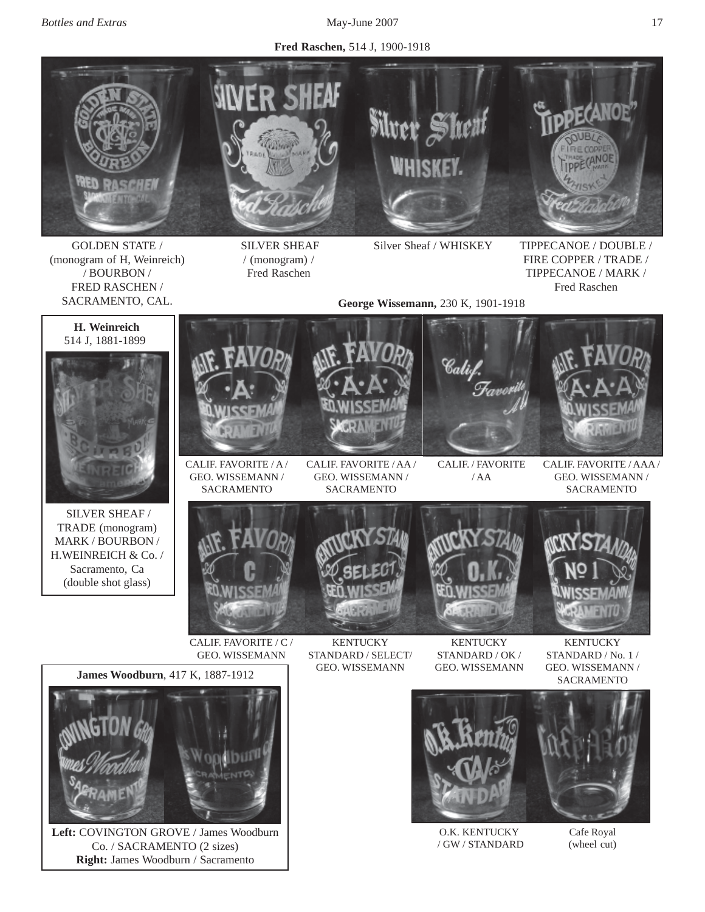**Fred Raschen,** 514 J, 1900-1918

GOLDEN STATE / (monogram of H, Weinreich) / BOURBON / FRED RASCHEN / SACRAMENTO, CAL.

SILVER SHEAF / (monogram) / Fred Raschen

Silver Sheaf / WHISKEY

TIPPECANOE / DOUBLE / FIRE COPPER / TRADE / TIPPECANOE / MARK / Fred Raschen

**H. Weinreich**
514 J, 1881-1899

SILVER SHEAF / TRADE (monogram) MARK / BOURBON / H.WEINREICH & Co. / Sacramento, Ca (double shot glass)

**George Wissemann,** 230 K, 1901-1918

CALIF. FAVORITE / A / GEO. WISSEMANN / SACRAMENTO

CALIF. FAVORITE / AA / GEO. WISSEMANN / SACRAMENTO

CALIF. / FAVORITE / AA

CALIF. FAVORITE / AAA / GEO. WISSEMANN / SACRAMENTO

CALIF. FAVORITE / C / GEO. WISSEMANN

KENTUCKY STANDARD / SELECT/ GEO. WISSEMANN

KENTUCKY STANDARD / OK / GEO. WISSEMANN

KENTUCKY STANDARD / No. 1 / GEO. WISSEMANN / SACRAMENTO

O.K. KENTUCKY / GW / STANDARD

Cafe Royal (wheel cut)

**James Woodburn**, 417 K, 1887-1912

**Left:** COVINGTON GROVE / James Woodburn Co. / SACRAMENTO (2 sizes)
**Right:** James Woodburn / Sacramento